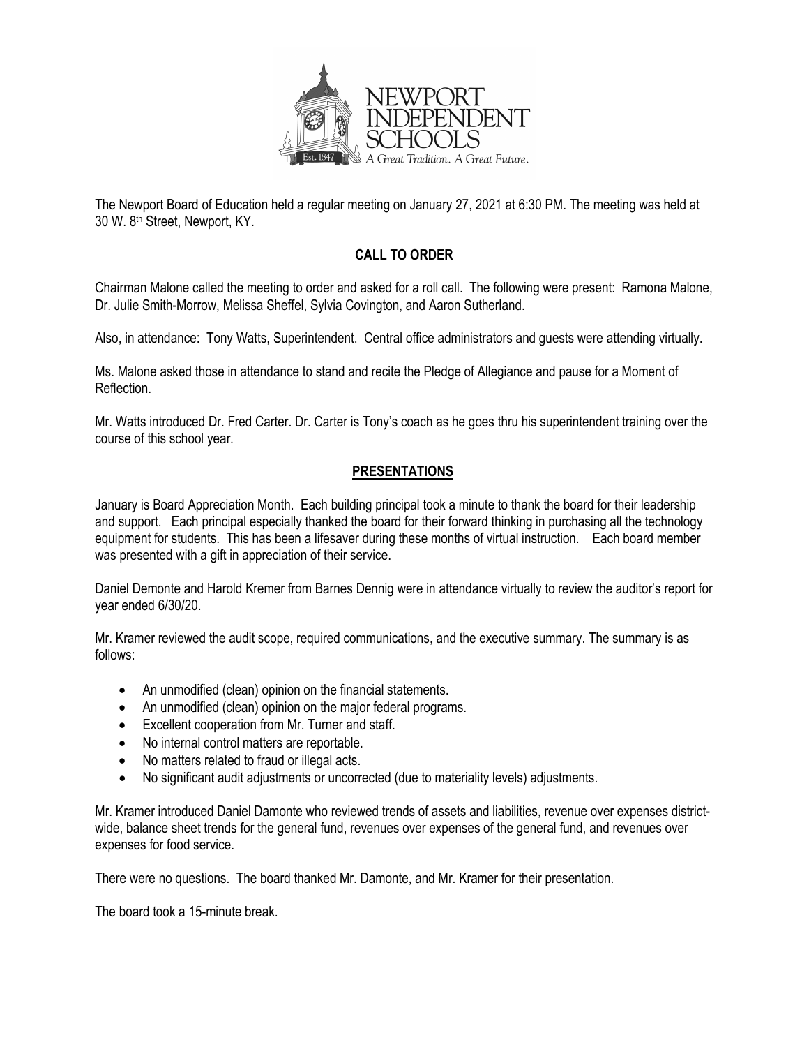The Newport Board of Education held a regular meeting on January 27, 2021 at 6:30 PM. The meeting was held at 30 W. 8th Street, Newport, KY.

## CALL TO ORDER

Chairman Malone called the meeting to order and asked for a roll call. The following were present: Ramona Malone, Dr. Julie Smith-Morrow, Melissa Sheffel, Sylvia Covington, and Aaron Sutherland.

Also, in attendance: Tony Watts, Superintendent. Central office administrators and guests were attending virtually.

Ms. Malone asked those in attendance to stand and recite the Pledge of Allegiance and pause for a Moment of Reflection.

Mr. Watts introduced Dr. Fred Carter. Dr. Carter is Tony's coach as he goes thru his superintendent training over the course of this school year.

## PRESENTATIONS

January is Board Appreciation Month. Each building principal took a minute to thank the board for their leadership and support. Each principal especially thanked the board for their forward thinking in purchasing all the technology equipment for students. This has been a lifesaver during these months of virtual instruction. Each board member was presented with a gift in appreciation of their service.

Daniel Demonte and Harold Kremer from Barnes Dennig were in attendance virtually to review the auditor's report for year ended 6/30/20.

Mr. Kramer reviewed the audit scope, required communications, and the executive summary. The summary is as follows:

- An unmodified (clean) opinion on the financial statements.
- An unmodified (clean) opinion on the major federal programs.
- Excellent cooperation from Mr. Turner and staff.
- No internal control matters are reportable.
- No matters related to fraud or illegal acts.
- No significant audit adjustments or uncorrected (due to materiality levels) adjustments.

Mr. Kramer introduced Daniel Damonte who reviewed trends of assets and liabilities, revenue over expenses district-wide, balance sheet trends for the general fund, revenues over expenses of the general fund, and revenues over expenses for food service.

There were no questions. The board thanked Mr. Damonte, and Mr. Kramer for their presentation.

The board took a 15-minute break.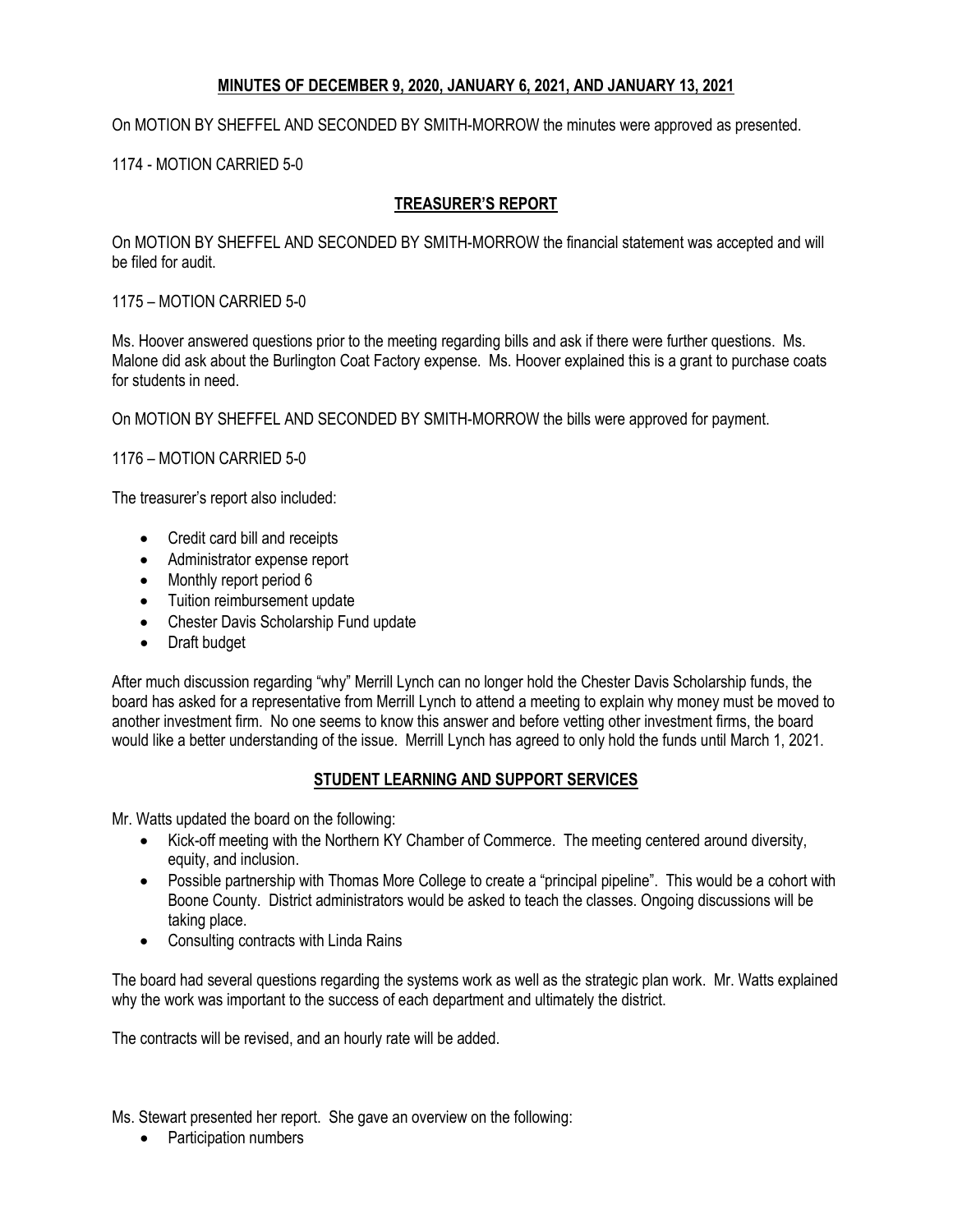## MINUTES OF DECEMBER 9, 2020, JANUARY 6, 2021, AND JANUARY 13, 2021

On MOTION BY SHEFFEL AND SECONDED BY SMITH-MORROW the minutes were approved as presented.

1174 - MOTION CARRIED 5-0

## TREASURER'S REPORT

On MOTION BY SHEFFEL AND SECONDED BY SMITH-MORROW the financial statement was accepted and will be filed for audit.

1175 – MOTION CARRIED 5-0

Ms. Hoover answered questions prior to the meeting regarding bills and ask if there were further questions. Ms. Malone did ask about the Burlington Coat Factory expense. Ms. Hoover explained this is a grant to purchase coats for students in need.

On MOTION BY SHEFFEL AND SECONDED BY SMITH-MORROW the bills were approved for payment.

1176 – MOTION CARRIED 5-0

The treasurer's report also included:

- Credit card bill and receipts
- Administrator expense report
- Monthly report period 6
- Tuition reimbursement update
- Chester Davis Scholarship Fund update
- Draft budget

After much discussion regarding "why" Merrill Lynch can no longer hold the Chester Davis Scholarship funds, the board has asked for a representative from Merrill Lynch to attend a meeting to explain why money must be moved to another investment firm. No one seems to know this answer and before vetting other investment firms, the board would like a better understanding of the issue. Merrill Lynch has agreed to only hold the funds until March 1, 2021.

## STUDENT LEARNING AND SUPPORT SERVICES

Mr. Watts updated the board on the following:

- Kick-off meeting with the Northern KY Chamber of Commerce. The meeting centered around diversity, equity, and inclusion.
- Possible partnership with Thomas More College to create a "principal pipeline". This would be a cohort with Boone County. District administrators would be asked to teach the classes. Ongoing discussions will be taking place.
- Consulting contracts with Linda Rains

The board had several questions regarding the systems work as well as the strategic plan work. Mr. Watts explained why the work was important to the success of each department and ultimately the district.

The contracts will be revised, and an hourly rate will be added.

Ms. Stewart presented her report. She gave an overview on the following:

- Participation numbers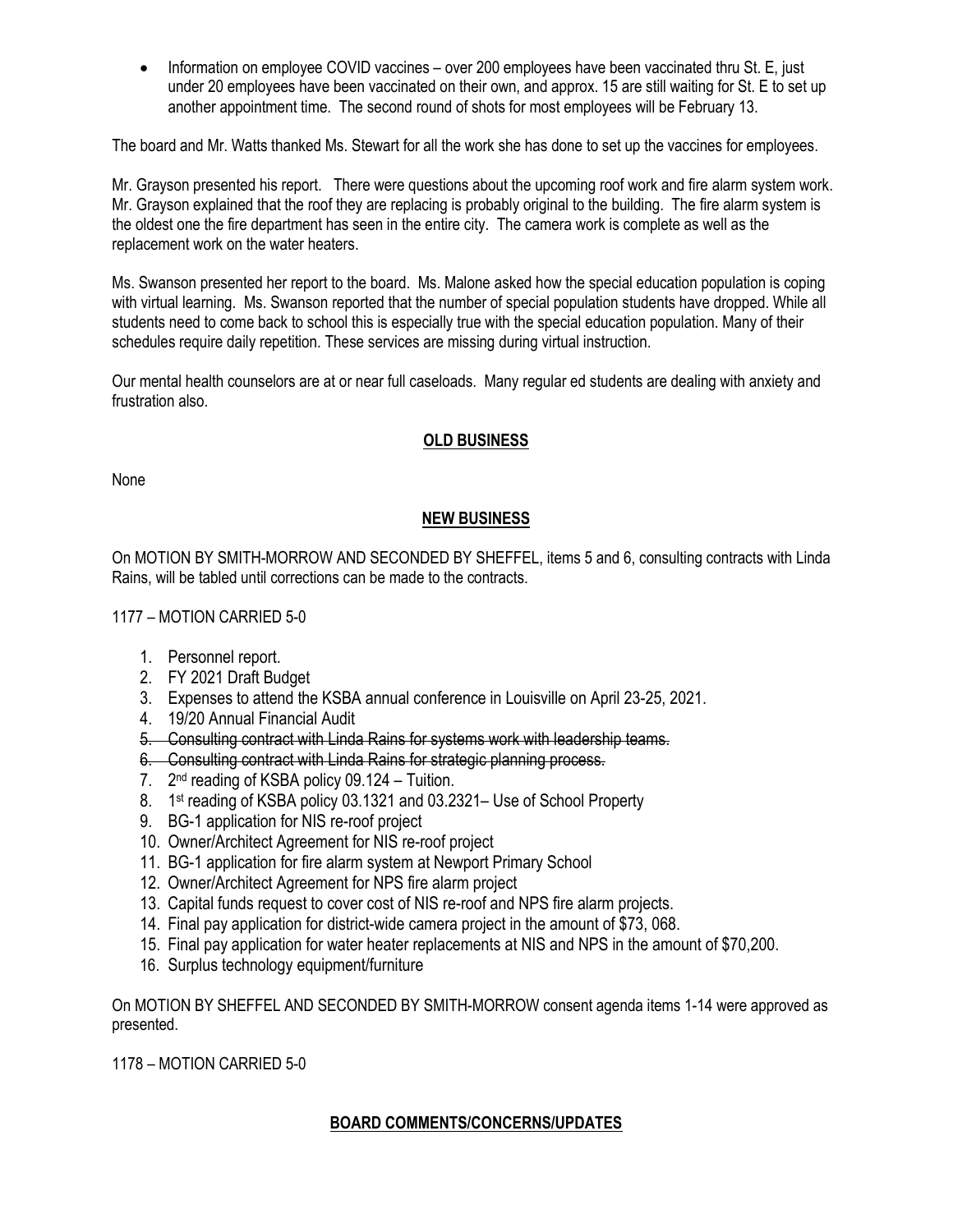- Information on employee COVID vaccines – over 200 employees have been vaccinated thru St. E, just under 20 employees have been vaccinated on their own, and approx. 15 are still waiting for St. E to set up another appointment time. The second round of shots for most employees will be February 13.

The board and Mr. Watts thanked Ms. Stewart for all the work she has done to set up the vaccines for employees.

Mr. Grayson presented his report. There were questions about the upcoming roof work and fire alarm system work. Mr. Grayson explained that the roof they are replacing is probably original to the building. The fire alarm system is the oldest one the fire department has seen in the entire city. The camera work is complete as well as the replacement work on the water heaters.

Ms. Swanson presented her report to the board. Ms. Malone asked how the special education population is coping with virtual learning. Ms. Swanson reported that the number of special population students have dropped. While all students need to come back to school this is especially true with the special education population. Many of their schedules require daily repetition. These services are missing during virtual instruction.

Our mental health counselors are at or near full caseloads. Many regular ed students are dealing with anxiety and frustration also.

## OLD BUSINESS

None

## NEW BUSINESS

On MOTION BY SMITH-MORROW AND SECONDED BY SHEFFEL, items 5 and 6, consulting contracts with Linda Rains, will be tabled until corrections can be made to the contracts.

1177 – MOTION CARRIED 5-0

1. Personnel report.
2. FY 2021 Draft Budget
3. Expenses to attend the KSBA annual conference in Louisville on April 23-25, 2021.
4. 19/20 Annual Financial Audit
5. ~~Consulting contract with Linda Rains for systems work with leadership teams.~~
6. ~~Consulting contract with Linda Rains for strategic planning process.~~
7. 2nd reading of KSBA policy 09.124 – Tuition.
8. 1st reading of KSBA policy 03.1321 and 03.2321– Use of School Property
9. BG-1 application for NIS re-roof project
10. Owner/Architect Agreement for NIS re-roof project
11. BG-1 application for fire alarm system at Newport Primary School
12. Owner/Architect Agreement for NPS fire alarm project
13. Capital funds request to cover cost of NIS re-roof and NPS fire alarm projects.
14. Final pay application for district-wide camera project in the amount of $73, 068.
15. Final pay application for water heater replacements at NIS and NPS in the amount of $70,200.
16. Surplus technology equipment/furniture

On MOTION BY SHEFFEL AND SECONDED BY SMITH-MORROW consent agenda items 1-14 were approved as presented.

1178 – MOTION CARRIED 5-0

## BOARD COMMENTS/CONCERNS/UPDATES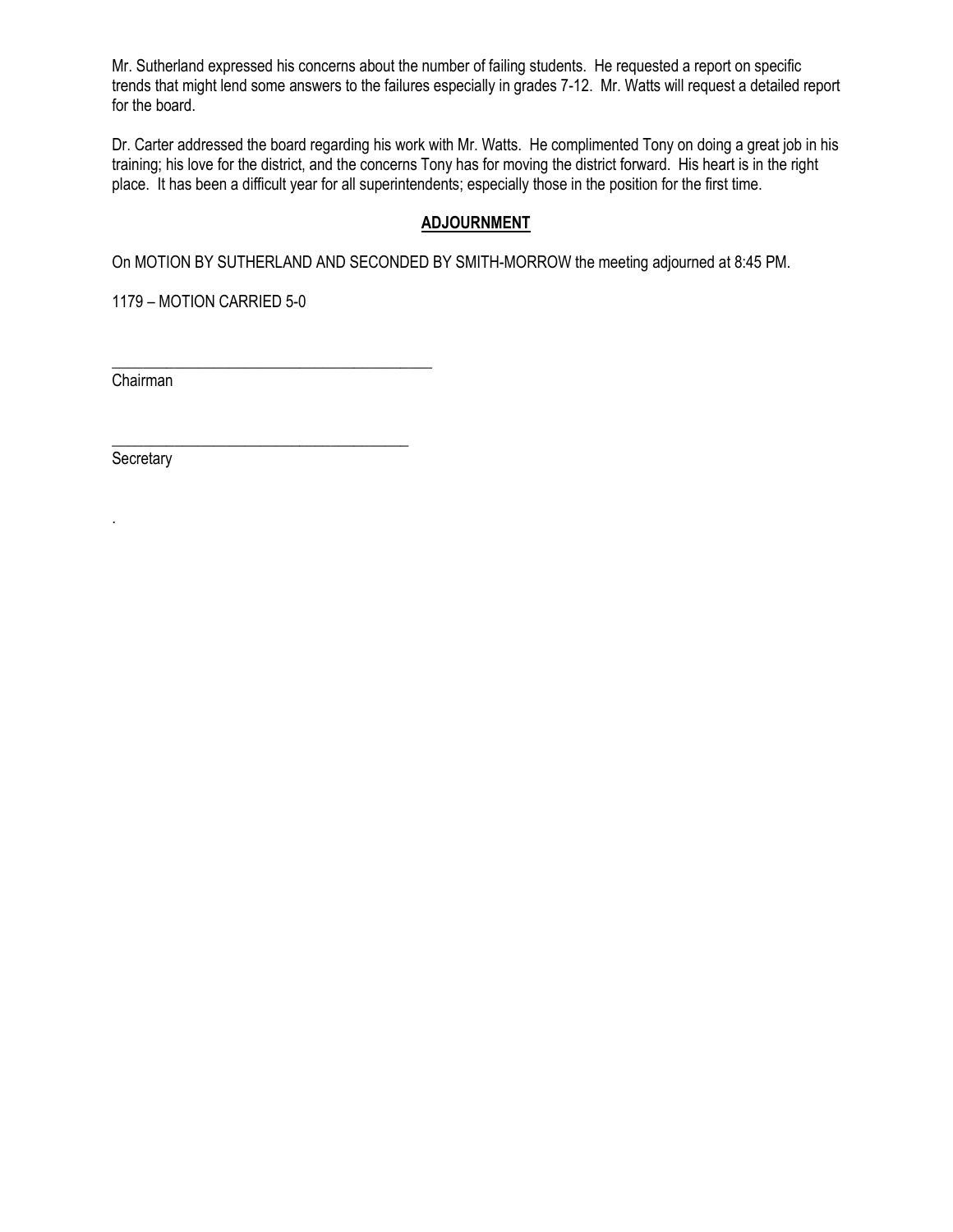Mr. Sutherland expressed his concerns about the number of failing students. He requested a report on specific trends that might lend some answers to the failures especially in grades 7-12. Mr. Watts will request a detailed report for the board.

Dr. Carter addressed the board regarding his work with Mr. Watts. He complimented Tony on doing a great job in his training; his love for the district, and the concerns Tony has for moving the district forward. His heart is in the right place. It has been a difficult year for all superintendents; especially those in the position for the first time.

## ADJOURNMENT

On MOTION BY SUTHERLAND AND SECONDED BY SMITH-MORROW the meeting adjourned at 8:45 PM.

1179 – MOTION CARRIED 5-0

\_\_\_\_\_\_\_\_\_\_\_\_\_\_\_\_\_\_\_\_\_\_\_\_\_\_\_\_\_\_\_\_\_\_\_\_\_\_\_\_\_\_\_\_\_\_
Chairman

\_\_\_\_\_\_\_\_\_\_\_\_\_\_\_\_\_\_\_\_\_\_\_\_\_\_\_\_\_\_\_\_\_\_\_\_\_\_\_\_\_\_\_\_
Secretary

.